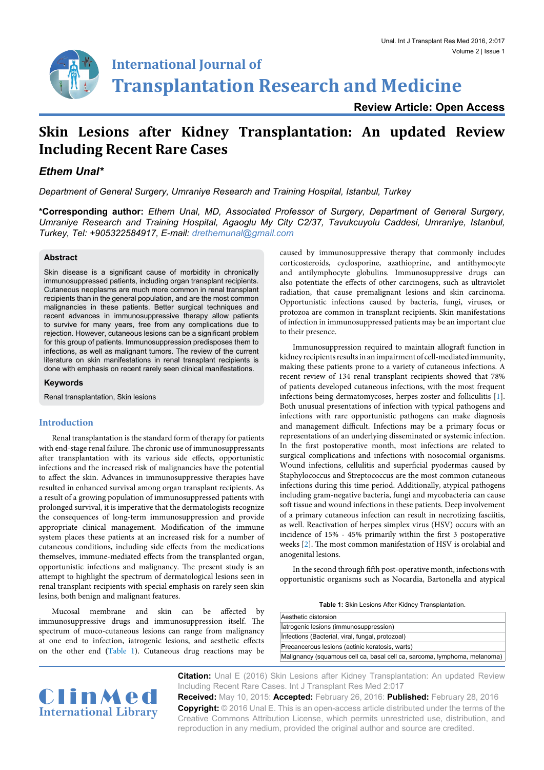# Skin Lesions after Kidney Transplantation: An updated Review Including Recent Rare Cases

***Ethem Unal****

*Department of General Surgery, Umraniye Research and Training Hospital, Istanbul, Turkey*

**\*Corresponding author:** *Ethem Unal, MD, Associated Professor of Surgery, Department of General Surgery, Umraniye Research and Training Hospital, Agaoglu My City C2/37, Tavukcuyolu Caddesi, Umraniye, Istanbul, Turkey, Tel: +905322584917, E-mail: drethemunal@gmail.com*

**Review Article: Open Access**

## Abstract

Skin disease is a significant cause of morbidity in chronically immunosuppressed patients, including organ transplant recipients. Cutaneous neoplasms are much more common in renal transplant recipients than in the general population, and are the most common malignancies in these patients. Better surgical techniques and recent advances in immunosuppressive therapy allow patients to survive for many years, free from any complications due to rejection. However, cutaneous lesions can be a significant problem for this group of patients. Immunosuppression predisposes them to infections, as well as malignant tumors. The review of the current literature on skin manifestations in renal transplant recipients is done with emphasis on recent rarely seen clinical manifestations.

## Keywords

Renal transplantation, Skin lesions

## Introduction

Renal transplantation is the standard form of therapy for patients with end-stage renal failure. The chronic use of immunosuppressants after transplantation with its various side effects, opportunistic infections and the increased risk of malignancies have the potential to affect the skin. Advances in immunosuppressive therapies have resulted in enhanced survival among organ transplant recipients. As a result of a growing population of immunosuppressed patients with prolonged survival, it is imperative that the dermatologists recognize the consequences of long-term immunosuppression and provide appropriate clinical management. Modification of the immune system places these patients at an increased risk for a number of cutaneous conditions, including side effects from the medications themselves, immune-mediated effects from the transplanted organ, opportunistic infections and malignancy. The present study is an attempt to highlight the spectrum of dermatological lesions seen in renal transplant recipients with special emphasis on rarely seen skin lesins, both benign and malignant features.

Mucosal membrane and skin can be affected by immunosuppressive drugs and immunosuppression itself. The spectrum of muco-cutaneous lesions can range from malignancy at one end to infection, iatrogenic lesions, and aesthetic effects on the other end (Table 1). Cutaneous drug reactions may be caused by immunosuppressive therapy that commonly includes corticosteroids, cyclosporine, azathioprine, and antithymocyte and antilymphocyte globulins. Immunosuppressive drugs can also potentiate the effects of other carcinogens, such as ultraviolet radiation, that cause premalignant lesions and skin carcinoma. Opportunistic infections caused by bacteria, fungi, viruses, or protozoa are common in transplant recipients. Skin manifestations of infection in immunosuppressed patients may be an important clue to their presence.

Immunosuppression required to maintain allograft function in kidney recipients results in an impairment of cell-mediated immunity, making these patients prone to a variety of cutaneous infections. A recent review of 134 renal transplant recipients showed that 78% of patients developed cutaneous infections, with the most frequent infections being dermatomycoses, herpes zoster and folliculitis [1]. Both unusual presentations of infection with typical pathogens and infections with rare opportunistic pathogens can make diagnosis and management difficult. Infections may be a primary focus or representations of an underlying disseminated or systemic infection. In the first postoperative month, most infections are related to surgical complications and infections with nosocomial organisms. Wound infections, cellulitis and superficial pyodermas caused by Staphylococcus and Streptococcus are the most common cutaneous infections during this time period. Additionally, atypical pathogens including gram-negative bacteria, fungi and mycobacteria can cause soft tissue and wound infections in these patients. Deep involvement of a primary cutaneous infection can result in necrotizing fasciitis, as well. Reactivation of herpes simplex virus (HSV) occurs with an incidence of 15% - 45% primarily within the first 3 postoperative weeks [2]. The most common manifestation of HSV is orolabial and anogenital lesions.

In the second through fifth post-operative month, infections with opportunistic organisms such as Nocardia, Bartonella and atypical

**Table 1:** Skin Lesions After Kidney Transplantation.

| |
|---|
| Aesthetic distorsion |
| İatrogenic lesions (immunosuppression) |
| İnfections (Bacterial, viral, fungal, protozoal) |
| Precancerous lesions (actinic keratosis, warts) |
| Malignancy (squamous cell ca, basal cell ca, sarcoma, lymphoma, melanoma) |

**Citation:** Unal E (2016) Skin Lesions after Kidney Transplantation: An updated Review Including Recent Rare Cases. Int J Transplant Res Med 2:017

**Received:** May 10, 2015: **Accepted:** February 26, 2016: **Published:** February 28, 2016

**Copyright:** © 2016 Unal E. This is an open-access article distributed under the terms of the Creative Commons Attribution License, which permits unrestricted use, distribution, and reproduction in any medium, provided the original author and source are credited.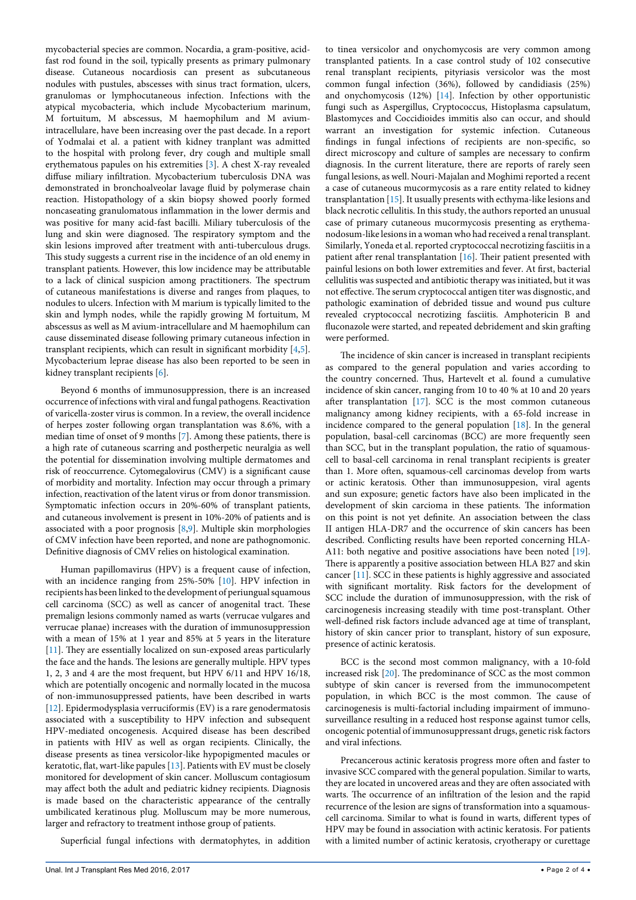mycobacterial species are common. Nocardia, a gram-positive, acid-fast rod found in the soil, typically presents as primary pulmonary disease. Cutaneous nocardiosis can present as subcutaneous nodules with pustules, abscesses with sinus tract formation, ulcers, granulomas or lymphocutaneous infection. Infections with the atypical mycobacteria, which include Mycobacterium marinum, M fortuitum, M abscessus, M haemophilum and M avium-intracellulare, have been increasing over the past decade. In a report of Yodmalai et al. a patient with kidney tranplant was admitted to the hospital with prolong fever, dry cough and multiple small erythematous papules on his extremities [3]. A chest X-ray revealed diffuse miliary infiltration. Mycobacterium tuberculosis DNA was demonstrated in bronchoalveolar lavage fluid by polymerase chain reaction. Histopathology of a skin biopsy showed poorly formed noncaseating granulomatous inflammation in the lower dermis and was positive for many acid-fast bacilli. Miliary tuberculosis of the lung and skin were diagnosed. The respiratory symptom and the skin lesions improved after treatment with anti-tuberculous drugs. This study suggests a current rise in the incidence of an old enemy in transplant patients. However, this low incidence may be attributable to a lack of clinical suspicion among practitioners. The spectrum of cutaneous manifestations is diverse and ranges from plaques, to nodules to ulcers. Infection with M marium is typically limited to the skin and lymph nodes, while the rapidly growing M fortuitum, M abscessus as well as M avium-intracellulare and M haemophilum can cause disseminated disease following primary cutaneous infection in transplant recipients, which can result in significant morbidity [4,5]. Mycobacterium leprae disease has also been reported to be seen in kidney transplant recipients [6].

Beyond 6 months of immunosuppression, there is an increased occurrence of infections with viral and fungal pathogens. Reactivation of varicella-zoster virus is common. In a review, the overall incidence of herpes zoster following organ transplantation was 8.6%, with a median time of onset of 9 months [7]. Among these patients, there is a high rate of cutaneous scarring and postherpetic neuralgia as well the potential for dissemination involving multiple dermatomes and risk of reoccurrence. Cytomegalovirus (CMV) is a significant cause of morbidity and mortality. Infection may occur through a primary infection, reactivation of the latent virus or from donor transmission. Symptomatic infection occurs in 20%-60% of transplant patients, and cutaneous involvement is present in 10%-20% of patients and is associated with a poor prognosis [8,9]. Multiple skin morphologies of CMV infection have been reported, and none are pathognomonic. Definitive diagnosis of CMV relies on histological examination.

Human papillomavirus (HPV) is a frequent cause of infection, with an incidence ranging from 25%-50% [10]. HPV infection in recipients has been linked to the development of periungual squamous cell carcinoma (SCC) as well as cancer of anogenital tract. These premalign lesions commonly named as warts (verrucae vulgares and verrucae planae) increases with the duration of immunosuppression with a mean of 15% at 1 year and 85% at 5 years in the literature [11]. They are essentially localized on sun-exposed areas particularly the face and the hands. The lesions are generally multiple. HPV types 1, 2, 3 and 4 are the most frequent, but HPV 6/11 and HPV 16/18, which are potentially oncogenic and normally located in the mucosa of non-immunosuppressed patients, have been described in warts [12]. Epidermodysplasia verruciformis (EV) is a rare genodermatosis associated with a susceptibility to HPV infection and subsequent HPV-mediated oncogenesis. Acquired disease has been described in patients with HIV as well as organ recipients. Clinically, the disease presents as tinea versicolor-like hypopigmented macules or keratotic, flat, wart-like papules [13]. Patients with EV must be closely monitored for development of skin cancer. Molluscum contagiosum may affect both the adult and pediatric kidney recipients. Diagnosis is made based on the characteristic appearance of the centrally umbilicated keratinous plug. Molluscum may be more numerous, larger and refractory to treatment inthose group of patients.

Superficial fungal infections with dermatophytes, in addition to tinea versicolor and onychomycosis are very common among transplanted patients. In a case control study of 102 consecutive renal transplant recipients, pityriasis versicolor was the most common fungal infection (36%), followed by candidiasis (25%) and onychomycosis (12%) [14]. Infection by other opportunistic fungi such as Aspergillus, Cryptococcus, Histoplasma capsulatum, Blastomyces and Coccidioides immitis also can occur, and should warrant an investigation for systemic infection. Cutaneous findings in fungal infections of recipients are non-specific, so direct microscopy and culture of samples are necessary to confirm diagnosis. In the current literature, there are reports of rarely seen fungal lesions, as well. Nouri-Majalan and Moghimi reported a recent a case of cutaneous mucormycosis as a rare entity related to kidney transplantation [15]. It usually presents with ecthyma-like lesions and black necrotic cellulitis. In this study, the authors reported an unusual case of primary cutaneous mucormycosis presenting as erythema-nodosum-like lesions in a woman who had received a renal transplant. Similarly, Yoneda et al. reported cryptococcal necrotizing fasciitis in a patient after renal transplantation [16]. Their patient presented with painful lesions on both lower extremities and fever. At first, bacterial cellulitis was suspected and antibiotic therapy was initiated, but it was not effective. The serum cryptococcal antigen titer was diagnostic, and pathologic examination of debrided tissue and wound pus culture revealed cryptococcal necrotizing fasciitis. Amphotericin B and fluconazole were started, and repeated debridement and skin grafting were performed.

The incidence of skin cancer is increased in transplant recipients as compared to the general population and varies according to the country concerned. Thus, Hartevelt et al. found a cumulative incidence of skin cancer, ranging from 10 to 40 % at 10 and 20 years after transplantation [17]. SCC is the most common cutaneous malignancy among kidney recipients, with a 65-fold increase in incidence compared to the general population [18]. In the general population, basal-cell carcinomas (BCC) are more frequently seen than SCC, but in the transplant population, the ratio of squamous-cell to basal-cell carcinoma in renal transplant recipients is greater than 1. More often, squamous-cell carcinomas develop from warts or actinic keratosis. Other than immunosuppesion, viral agents and sun exposure; genetic factors have also been implicated in the development of skin carcioma in these patients. The information on this point is not yet definite. An association between the class II antigen HLA-DR7 and the occurrence of skin cancers has been described. Conflicting results have been reported concerning HLA-A11: both negative and positive associations have been noted [19]. There is apparently a positive association between HLA B27 and skin cancer [11]. SCC in these patients is highly aggressive and associated with significant mortality. Risk factors for the development of SCC include the duration of immunosuppression, with the risk of carcinogenesis increasing steadily with time post-transplant. Other well-defined risk factors include advanced age at time of transplant, history of skin cancer prior to transplant, history of sun exposure, presence of actinic keratosis.

BCC is the second most common malignancy, with a 10-fold increased risk [20]. The predominance of SCC as the most common subtype of skin cancer is reversed from the immunocompetent population, in which BCC is the most common. The cause of carcinogenesis is multi-factorial including impairment of immuno-surveillance resulting in a reduced host response against tumor cells, oncogenic potential of immunosuppressant drugs, genetic risk factors and viral infections.

Precancerous actinic keratosis progress more often and faster to invasive SCC compared with the general population. Similar to warts, they are located in uncovered areas and they are often associated with warts. The occurrence of an infiltration of the lesion and the rapid recurrence of the lesion are signs of transformation into a squamous-cell carcinoma. Similar to what is found in warts, different types of HPV may be found in association with actinic keratosis. For patients with a limited number of actinic keratosis, cryotherapy or curettage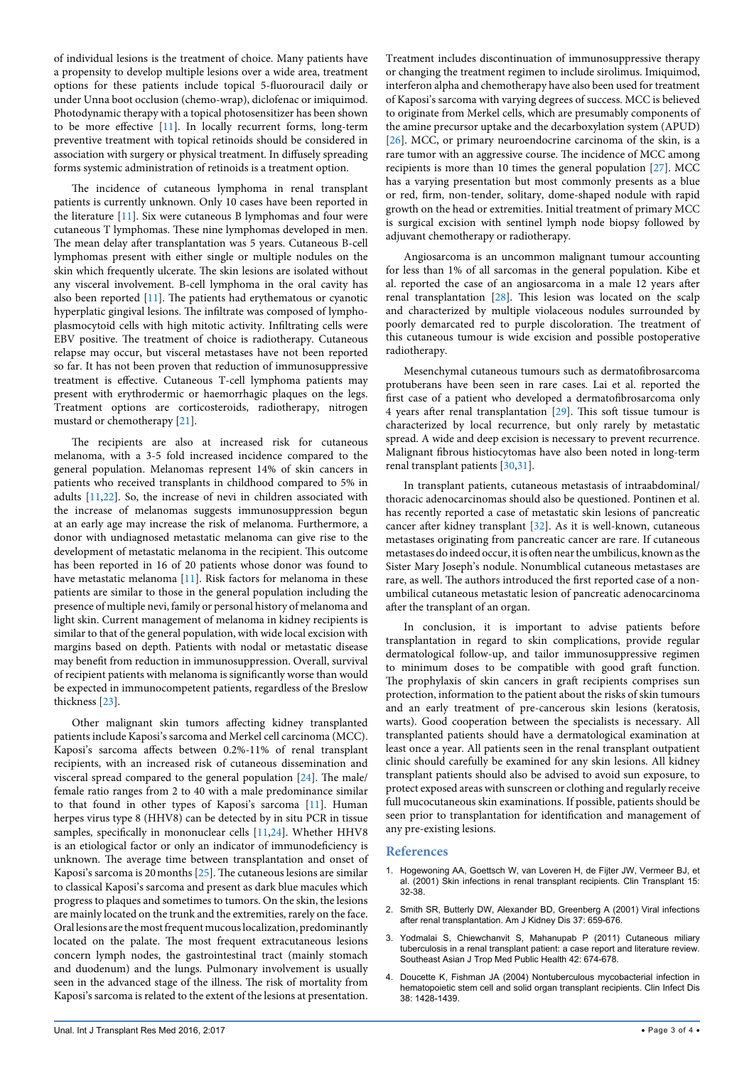of individual lesions is the treatment of choice. Many patients have a propensity to develop multiple lesions over a wide area, treatment options for these patients include topical 5-fluorouracil daily or under Unna boot occlusion (chemo-wrap), diclofenac or imiquimod. Photodynamic therapy with a topical photosensitizer has been shown to be more effective [11]. In locally recurrent forms, long-term preventive treatment with topical retinoids should be considered in association with surgery or physical treatment. In diffusely spreading forms systemic administration of retinoids is a treatment option.

The incidence of cutaneous lymphoma in renal transplant patients is currently unknown. Only 10 cases have been reported in the literature [11]. Six were cutaneous B lymphomas and four were cutaneous T lymphomas. These nine lymphomas developed in men. The mean delay after transplantation was 5 years. Cutaneous B-cell lymphomas present with either single or multiple nodules on the skin which frequently ulcerate. The skin lesions are isolated without any visceral involvement. B-cell lymphoma in the oral cavity has also been reported [11]. The patients had erythematous or cyanotic hyperplatic gingival lesions. The infiltrate was composed of lympho-plasmocytoid cells with high mitotic activity. Infiltrating cells were EBV positive. The treatment of choice is radiotherapy. Cutaneous relapse may occur, but visceral metastases have not been reported so far. It has not been proven that reduction of immunosuppressive treatment is effective. Cutaneous T-cell lymphoma patients may present with erythrodermic or haemorrhagic plaques on the legs. Treatment options are corticosteroids, radiotherapy, nitrogen mustard or chemotherapy [21].

The recipients are also at increased risk for cutaneous melanoma, with a 3-5 fold increased incidence compared to the general population. Melanomas represent 14% of skin cancers in patients who received transplants in childhood compared to 5% in adults [11,22]. So, the increase of nevi in children associated with the increase of melanomas suggests immunosuppression begun at an early age may increase the risk of melanoma. Furthermore, a donor with undiagnosed metastatic melanoma can give rise to the development of metastatic melanoma in the recipient. This outcome has been reported in 16 of 20 patients whose donor was found to have metastatic melanoma [11]. Risk factors for melanoma in these patients are similar to those in the general population including the presence of multiple nevi, family or personal history of melanoma and light skin. Current management of melanoma in kidney recipients is similar to that of the general population, with wide local excision with margins based on depth. Patients with nodal or metastatic disease may benefit from reduction in immunosuppression. Overall, survival of recipient patients with melanoma is significantly worse than would be expected in immunocompetent patients, regardless of the Breslow thickness [23].

Other malignant skin tumors affecting kidney transplanted patients include Kaposi's sarcoma and Merkel cell carcinoma (MCC). Kaposi's sarcoma affects between 0.2%-11% of renal transplant recipients, with an increased risk of cutaneous dissemination and visceral spread compared to the general population [24]. The male/female ratio ranges from 2 to 40 with a male predominance similar to that found in other types of Kaposi's sarcoma [11]. Human herpes virus type 8 (HHV8) can be detected by in situ PCR in tissue samples, specifically in mononuclear cells [11,24]. Whether HHV8 is an etiological factor or only an indicator of immunodeficiency is unknown. The average time between transplantation and onset of Kaposi's sarcoma is 20 months [25]. The cutaneous lesions are similar to classical Kaposi's sarcoma and present as dark blue macules which progress to plaques and sometimes to tumors. On the skin, the lesions are mainly located on the trunk and the extremities, rarely on the face. Oral lesions are the most frequent mucous localization, predominantly located on the palate. The most frequent extracutaneous lesions concern lymph nodes, the gastrointestinal tract (mainly stomach and duodenum) and the lungs. Pulmonary involvement is usually seen in the advanced stage of the illness. The risk of mortality from Kaposi's sarcoma is related to the extent of the lesions at presentation. Treatment includes discontinuation of immunosuppressive therapy or changing the treatment regimen to include sirolimus. Imiquimod, interferon alpha and chemotherapy have also been used for treatment of Kaposi's sarcoma with varying degrees of success. MCC is believed to originate from Merkel cells, which are presumably components of the amine precursor uptake and the decarboxylation system (APUD) [26]. MCC, or primary neuroendocrine carcinoma of the skin, is a rare tumor with an aggressive course. The incidence of MCC among recipients is more than 10 times the general population [27]. MCC has a varying presentation but most commonly presents as a blue or red, firm, non-tender, solitary, dome-shaped nodule with rapid growth on the head or extremities. Initial treatment of primary MCC is surgical excision with sentinel lymph node biopsy followed by adjuvant chemotherapy or radiotherapy.

Angiosarcoma is an uncommon malignant tumour accounting for less than 1% of all sarcomas in the general population. Kibe et al. reported the case of an angiosarcoma in a male 12 years after renal transplantation [28]. This lesion was located on the scalp and characterized by multiple violaceous nodules surrounded by poorly demarcated red to purple discoloration. The treatment of this cutaneous tumour is wide excision and possible postoperative radiotherapy.

Mesenchymal cutaneous tumours such as dermatofibrosarcoma protuberans have been seen in rare cases. Lai et al. reported the first case of a patient who developed a dermatofibrosarcoma only 4 years after renal transplantation [29]. This soft tissue tumour is characterized by local recurrence, but only rarely by metastatic spread. A wide and deep excision is necessary to prevent recurrence. Malignant fibrous histiocytomas have also been noted in long-term renal transplant patients [30,31].

In transplant patients, cutaneous metastasis of intraabdominal/thoracic adenocarcinomas should also be questioned. Pontinen et al. has recently reported a case of metastatic skin lesions of pancreatic cancer after kidney transplant [32]. As it is well-known, cutaneous metastases originating from pancreatic cancer are rare. If cutaneous metastases do indeed occur, it is often near the umbilicus, known as the Sister Mary Joseph's nodule. Nonumblical cutaneous metastases are rare, as well. The authors introduced the first reported case of a non-umbilical cutaneous metastatic lesion of pancreatic adenocarcinoma after the transplant of an organ.

In conclusion, it is important to advise patients before transplantation in regard to skin complications, provide regular dermatological follow-up, and tailor immunosuppressive regimen to minimum doses to be compatible with good graft function. The prophylaxis of skin cancers in graft recipients comprises sun protection, information to the patient about the risks of skin tumours and an early treatment of pre-cancerous skin lesions (keratosis, warts). Good cooperation between the specialists is necessary. All transplanted patients should have a dermatological examination at least once a year. All patients seen in the renal transplant outpatient clinic should carefully be examined for any skin lesions. All kidney transplant patients should also be advised to avoid sun exposure, to protect exposed areas with sunscreen or clothing and regularly receive full mucocutaneous skin examinations. If possible, patients should be seen prior to transplantation for identification and management of any pre-existing lesions.

## References

1. Hogewoning AA, Goettsch W, van Loveren H, de Fijter JW, Vermeer BJ, et al. (2001) Skin infections in renal transplant recipients. Clin Transplant 15: 32-38.
2. Smith SR, Butterly DW, Alexander BD, Greenberg A (2001) Viral infections after renal transplantation. Am J Kidney Dis 37: 659-676.
3. Yodmalai S, Chiewchanvit S, Mahanupab P (2011) Cutaneous miliary tuberculosis in a renal transplant patient: a case report and literature review. Southeast Asian J Trop Med Public Health 42: 674-678.
4. Doucette K, Fishman JA (2004) Nontuberculous mycobacterial infection in hematopoietic stem cell and solid organ transplant recipients. Clin Infect Dis 38: 1428-1439.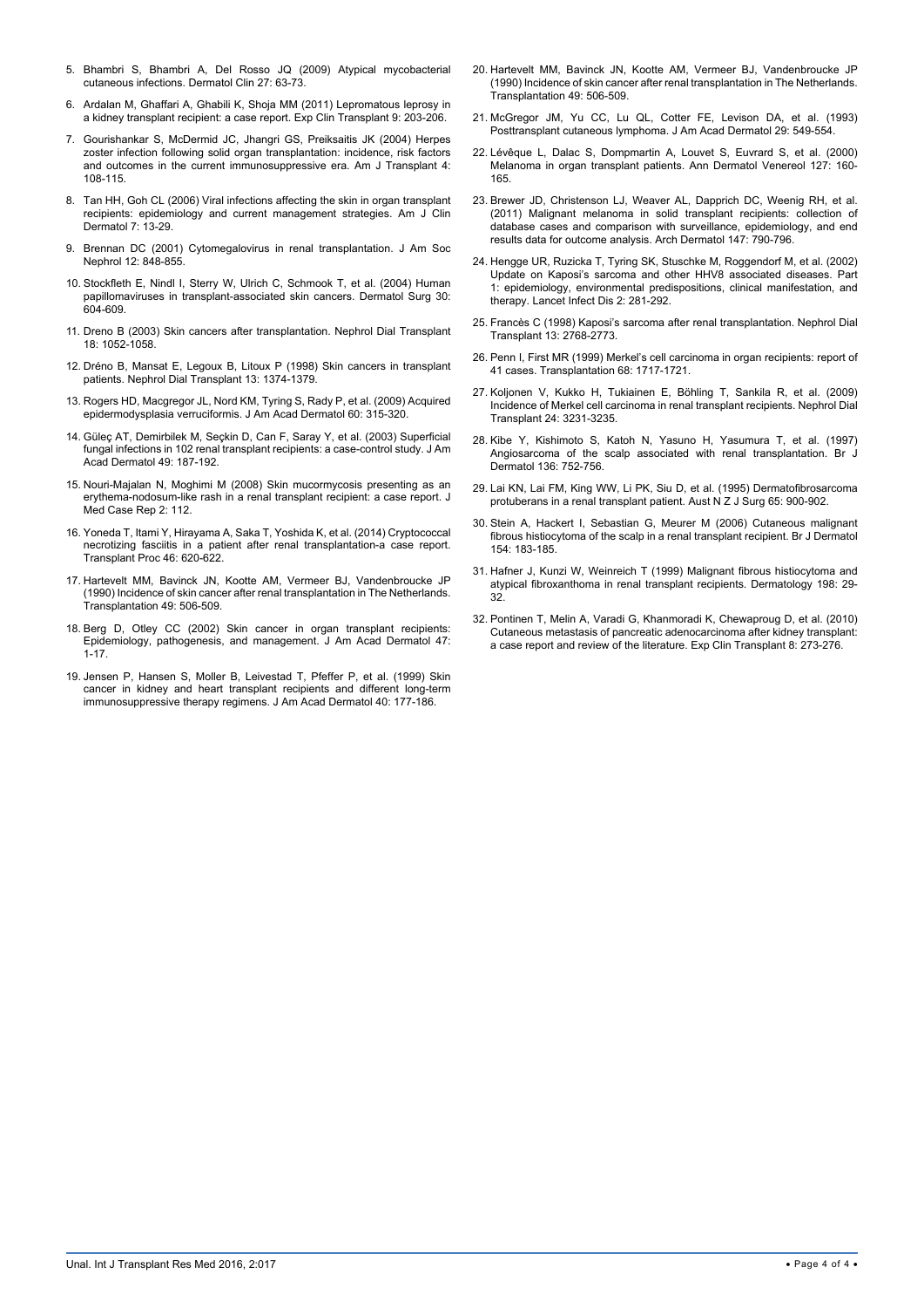5. Bhambri S, Bhambri A, Del Rosso JQ (2009) Atypical mycobacterial cutaneous infections. Dermatol Clin 27: 63-73.

6. Ardalan M, Ghaffari A, Ghabili K, Shoja MM (2011) Lepromatous leprosy in a kidney transplant recipient: a case report. Exp Clin Transplant 9: 203-206.

7. Gourishankar S, McDermid JC, Jhangri GS, Preiksaitis JK (2004) Herpes zoster infection following solid organ transplantation: incidence, risk factors and outcomes in the current immunosuppressive era. Am J Transplant 4: 108-115.

8. Tan HH, Goh CL (2006) Viral infections affecting the skin in organ transplant recipients: epidemiology and current management strategies. Am J Clin Dermatol 7: 13-29.

9. Brennan DC (2001) Cytomegalovirus in renal transplantation. J Am Soc Nephrol 12: 848-855.

10. Stockfleth E, Nindl I, Sterry W, Ulrich C, Schmook T, et al. (2004) Human papillomaviruses in transplant-associated skin cancers. Dermatol Surg 30: 604-609.

11. Dreno B (2003) Skin cancers after transplantation. Nephrol Dial Transplant 18: 1052-1058.

12. Dréno B, Mansat E, Legoux B, Litoux P (1998) Skin cancers in transplant patients. Nephrol Dial Transplant 13: 1374-1379.

13. Rogers HD, Macgregor JL, Nord KM, Tyring S, Rady P, et al. (2009) Acquired epidermodysplasia verruciformis. J Am Acad Dermatol 60: 315-320.

14. Güleç AT, Demirbilek M, Seçkin D, Can F, Saray Y, et al. (2003) Superficial fungal infections in 102 renal transplant recipients: a case-control study. J Am Acad Dermatol 49: 187-192.

15. Nouri-Majalan N, Moghimi M (2008) Skin mucormycosis presenting as an erythema-nodosum-like rash in a renal transplant recipient: a case report. J Med Case Rep 2: 112.

16. Yoneda T, Itami Y, Hirayama A, Saka T, Yoshida K, et al. (2014) Cryptococcal necrotizing fasciitis in a patient after renal transplantation-a case report. Transplant Proc 46: 620-622.

17. Hartevelt MM, Bavinck JN, Kootte AM, Vermeer BJ, Vandenbroucke JP (1990) Incidence of skin cancer after renal transplantation in The Netherlands. Transplantation 49: 506-509.

18. Berg D, Otley CC (2002) Skin cancer in organ transplant recipients: Epidemiology, pathogenesis, and management. J Am Acad Dermatol 47: 1-17.

19. Jensen P, Hansen S, Moller B, Leivestad T, Pfeffer P, et al. (1999) Skin cancer in kidney and heart transplant recipients and different long-term immunosuppressive therapy regimens. J Am Acad Dermatol 40: 177-186.

20. Hartevelt MM, Bavinck JN, Kootte AM, Vermeer BJ, Vandenbroucke JP (1990) Incidence of skin cancer after renal transplantation in The Netherlands. Transplantation 49: 506-509.

21. McGregor JM, Yu CC, Lu QL, Cotter FE, Levison DA, et al. (1993) Posttransplant cutaneous lymphoma. J Am Acad Dermatol 29: 549-554.

22. Lévêque L, Dalac S, Dompmartin A, Louvet S, Euvrard S, et al. (2000) Melanoma in organ transplant patients. Ann Dermatol Venereol 127: 160-165.

23. Brewer JD, Christenson LJ, Weaver AL, Dapprich DC, Weenig RH, et al. (2011) Malignant melanoma in solid transplant recipients: collection of database cases and comparison with surveillance, epidemiology, and end results data for outcome analysis. Arch Dermatol 147: 790-796.

24. Hengge UR, Ruzicka T, Tyring SK, Stuschke M, Roggendorf M, et al. (2002) Update on Kaposi's sarcoma and other HHV8 associated diseases. Part 1: epidemiology, environmental predispositions, clinical manifestation, and therapy. Lancet Infect Dis 2: 281-292.

25. Francès C (1998) Kaposi's sarcoma after renal transplantation. Nephrol Dial Transplant 13: 2768-2773.

26. Penn I, First MR (1999) Merkel's cell carcinoma in organ recipients: report of 41 cases. Transplantation 68: 1717-1721.

27. Koljonen V, Kukko H, Tukiainen E, Böhling T, Sankila R, et al. (2009) Incidence of Merkel cell carcinoma in renal transplant recipients. Nephrol Dial Transplant 24: 3231-3235.

28. Kibe Y, Kishimoto S, Katoh N, Yasuno H, Yasumura T, et al. (1997) Angiosarcoma of the scalp associated with renal transplantation. Br J Dermatol 136: 752-756.

29. Lai KN, Lai FM, King WW, Li PK, Siu D, et al. (1995) Dermatofibrosarcoma protuberans in a renal transplant patient. Aust N Z J Surg 65: 900-902.

30. Stein A, Hackert I, Sebastian G, Meurer M (2006) Cutaneous malignant fibrous histiocytoma of the scalp in a renal transplant recipient. Br J Dermatol 154: 183-185.

31. Hafner J, Kunzi W, Weinreich T (1999) Malignant fibrous histiocytoma and atypical fibroxanthoma in renal transplant recipients. Dermatology 198: 29-32.

32. Pontinen T, Melin A, Varadi G, Khanmoradi K, Chewaproug D, et al. (2010) Cutaneous metastasis of pancreatic adenocarcinoma after kidney transplant: a case report and review of the literature. Exp Clin Transplant 8: 273-276.